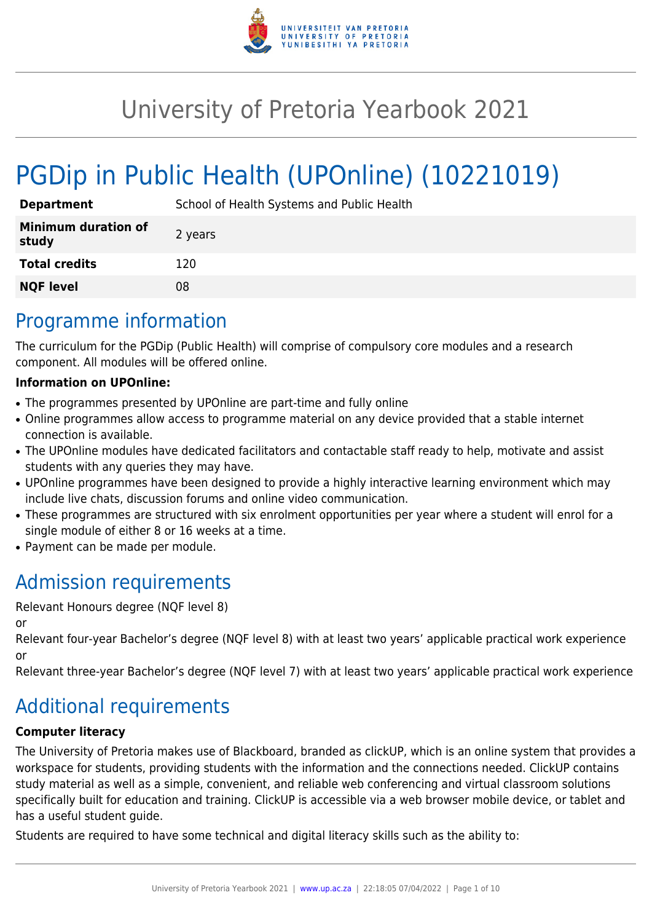# University of Pretoria Yearbook 2021

# PGDip in Public Health (UPOnline) (10221019)

| | |
|---|---|
| **Department** | School of Health Systems and Public Health |
| **Minimum duration of study** | 2 years |
| **Total credits** | 120 |
| **NQF level** | 08 |

## Programme information

The curriculum for the PGDip (Public Health) will comprise of compulsory core modules and a research component. All modules will be offered online.

**Information on UPOnline:**

- The programmes presented by UPOnline are part-time and fully online
- Online programmes allow access to programme material on any device provided that a stable internet connection is available.
- The UPOnline modules have dedicated facilitators and contactable staff ready to help, motivate and assist students with any queries they may have.
- UPOnline programmes have been designed to provide a highly interactive learning environment which may include live chats, discussion forums and online video communication.
- These programmes are structured with six enrolment opportunities per year where a student will enrol for a single module of either 8 or 16 weeks at a time.
- Payment can be made per module.

## Admission requirements

Relevant Honours degree (NQF level 8)

or

Relevant four-year Bachelor's degree (NQF level 8) with at least two years' applicable practical work experience

or

Relevant three-year Bachelor's degree (NQF level 7) with at least two years' applicable practical work experience

## Additional requirements

**Computer literacy**

The University of Pretoria makes use of Blackboard, branded as clickUP, which is an online system that provides a workspace for students, providing students with the information and the connections needed. ClickUP contains study material as well as a simple, convenient, and reliable web conferencing and virtual classroom solutions specifically built for education and training. ClickUP is accessible via a web browser mobile device, or tablet and has a useful student guide.

Students are required to have some technical and digital literacy skills such as the ability to: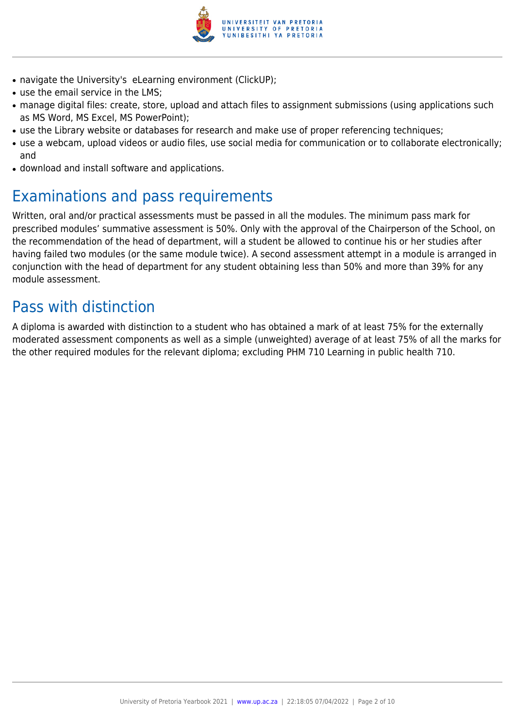- navigate the University's eLearning environment (ClickUP);
- use the email service in the LMS;
- manage digital files: create, store, upload and attach files to assignment submissions (using applications such as MS Word, MS Excel, MS PowerPoint);
- use the Library website or databases for research and make use of proper referencing techniques;
- use a webcam, upload videos or audio files, use social media for communication or to collaborate electronically; and
- download and install software and applications.

## Examinations and pass requirements

Written, oral and/or practical assessments must be passed in all the modules. The minimum pass mark for prescribed modules' summative assessment is 50%. Only with the approval of the Chairperson of the School, on the recommendation of the head of department, will a student be allowed to continue his or her studies after having failed two modules (or the same module twice). A second assessment attempt in a module is arranged in conjunction with the head of department for any student obtaining less than 50% and more than 39% for any module assessment.

## Pass with distinction

A diploma is awarded with distinction to a student who has obtained a mark of at least 75% for the externally moderated assessment components as well as a simple (unweighted) average of at least 75% of all the marks for the other required modules for the relevant diploma; excluding PHM 710 Learning in public health 710.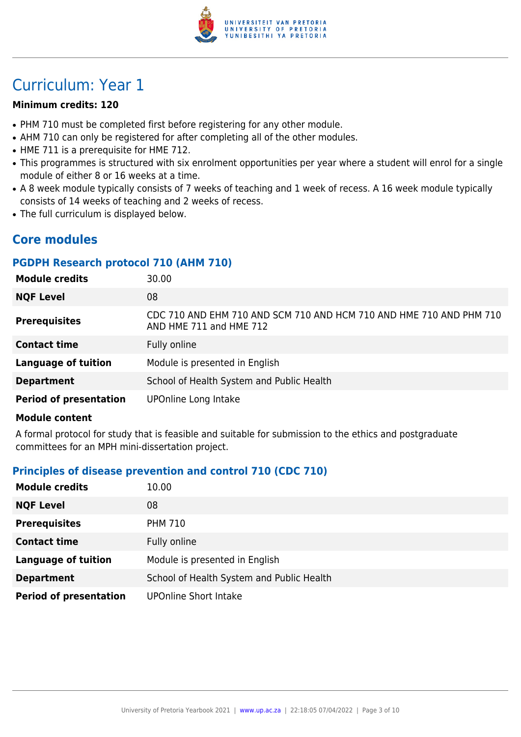# Curriculum: Year 1

**Minimum credits: 120**

- PHM 710 must be completed first before registering for any other module.
- AHM 710 can only be registered for after completing all of the other modules.
- HME 711 is a prerequisite for HME 712.
- This programmes is structured with six enrolment opportunities per year where a student will enrol for a single module of either 8 or 16 weeks at a time.
- A 8 week module typically consists of 7 weeks of teaching and 1 week of recess. A 16 week module typically consists of 14 weeks of teaching and 2 weeks of recess.
- The full curriculum is displayed below.

## Core modules

### PGDPH Research protocol 710 (AHM 710)

| | |
|---|---|
| **Module credits** | 30.00 |
| **NQF Level** | 08 |
| **Prerequisites** | CDC 710 AND EHM 710 AND SCM 710 AND HCM 710 AND HME 710 AND PHM 710 AND HME 711 and HME 712 |
| **Contact time** | Fully online |
| **Language of tuition** | Module is presented in English |
| **Department** | School of Health System and Public Health |
| **Period of presentation** | UPOnline Long Intake |

**Module content**

A formal protocol for study that is feasible and suitable for submission to the ethics and postgraduate committees for an MPH mini-dissertation project.

### Principles of disease prevention and control 710 (CDC 710)

| | |
|---|---|
| **Module credits** | 10.00 |
| **NQF Level** | 08 |
| **Prerequisites** | PHM 710 |
| **Contact time** | Fully online |
| **Language of tuition** | Module is presented in English |
| **Department** | School of Health System and Public Health |
| **Period of presentation** | UPOnline Short Intake |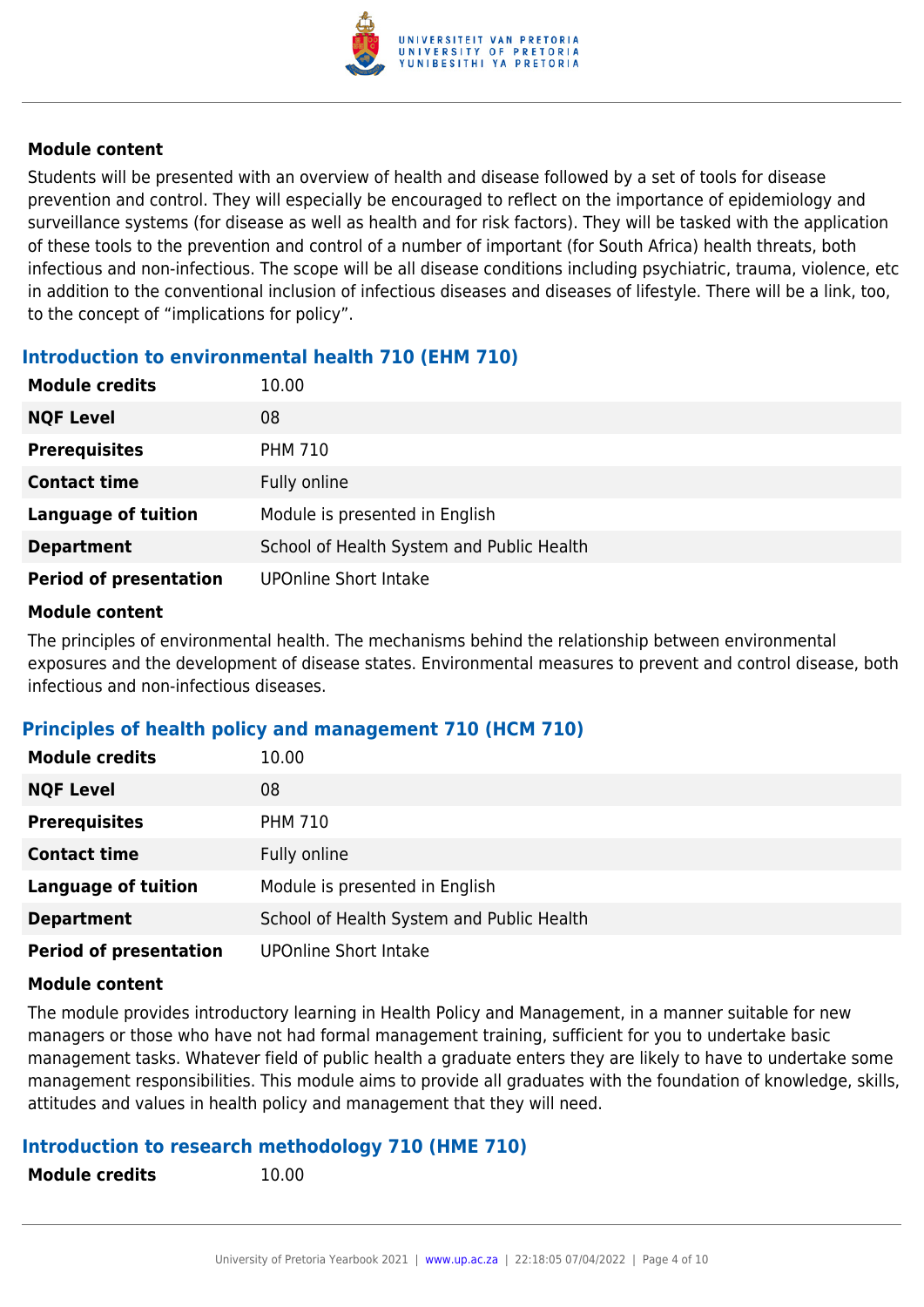**Module content**

Students will be presented with an overview of health and disease followed by a set of tools for disease prevention and control. They will especially be encouraged to reflect on the importance of epidemiology and surveillance systems (for disease as well as health and for risk factors). They will be tasked with the application of these tools to the prevention and control of a number of important (for South Africa) health threats, both infectious and non-infectious. The scope will be all disease conditions including psychiatric, trauma, violence, etc in addition to the conventional inclusion of infectious diseases and diseases of lifestyle. There will be a link, too, to the concept of "implications for policy".

### Introduction to environmental health 710 (EHM 710)

| | |
|---|---|
| **Module credits** | 10.00 |
| **NQF Level** | 08 |
| **Prerequisites** | PHM 710 |
| **Contact time** | Fully online |
| **Language of tuition** | Module is presented in English |
| **Department** | School of Health System and Public Health |
| **Period of presentation** | UPOnline Short Intake |

**Module content**

The principles of environmental health. The mechanisms behind the relationship between environmental exposures and the development of disease states. Environmental measures to prevent and control disease, both infectious and non-infectious diseases.

### Principles of health policy and management 710 (HCM 710)

| | |
|---|---|
| **Module credits** | 10.00 |
| **NQF Level** | 08 |
| **Prerequisites** | PHM 710 |
| **Contact time** | Fully online |
| **Language of tuition** | Module is presented in English |
| **Department** | School of Health System and Public Health |
| **Period of presentation** | UPOnline Short Intake |

**Module content**

The module provides introductory learning in Health Policy and Management, in a manner suitable for new managers or those who have not had formal management training, sufficient for you to undertake basic management tasks. Whatever field of public health a graduate enters they are likely to have to undertake some management responsibilities. This module aims to provide all graduates with the foundation of knowledge, skills, attitudes and values in health policy and management that they will need.

### Introduction to research methodology 710 (HME 710)

| | |
|---|---|
| **Module credits** | 10.00 |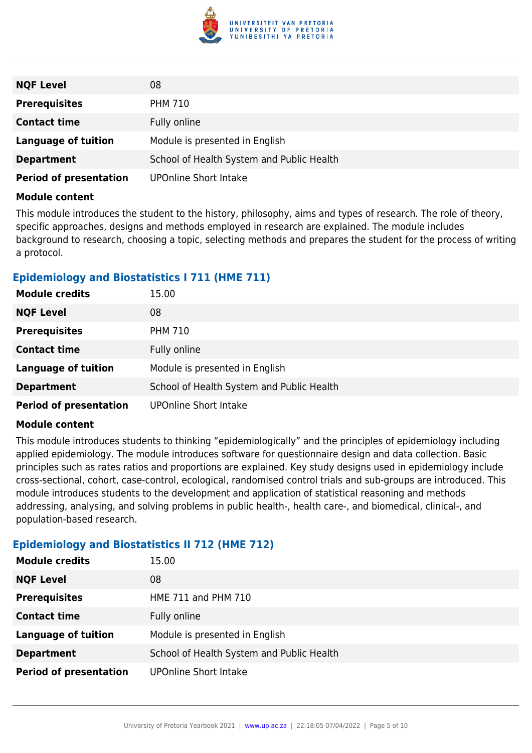| | |
|---|---|
| **NQF Level** | 08 |
| **Prerequisites** | PHM 710 |
| **Contact time** | Fully online |
| **Language of tuition** | Module is presented in English |
| **Department** | School of Health System and Public Health |
| **Period of presentation** | UPOnline Short Intake |

**Module content**

This module introduces the student to the history, philosophy, aims and types of research. The role of theory, specific approaches, designs and methods employed in research are explained. The module includes background to research, choosing a topic, selecting methods and prepares the student for the process of writing a protocol.

### Epidemiology and Biostatistics I 711 (HME 711)

| | |
|---|---|
| **Module credits** | 15.00 |
| **NQF Level** | 08 |
| **Prerequisites** | PHM 710 |
| **Contact time** | Fully online |
| **Language of tuition** | Module is presented in English |
| **Department** | School of Health System and Public Health |
| **Period of presentation** | UPOnline Short Intake |

**Module content**

This module introduces students to thinking “epidemiologically” and the principles of epidemiology including applied epidemiology. The module introduces software for questionnaire design and data collection. Basic principles such as rates ratios and proportions are explained. Key study designs used in epidemiology include cross-sectional, cohort, case-control, ecological, randomised control trials and sub-groups are introduced. This module introduces students to the development and application of statistical reasoning and methods addressing, analysing, and solving problems in public health-, health care-, and biomedical, clinical-, and population-based research.

### Epidemiology and Biostatistics II 712 (HME 712)

| | |
|---|---|
| **Module credits** | 15.00 |
| **NQF Level** | 08 |
| **Prerequisites** | HME 711 and PHM 710 |
| **Contact time** | Fully online |
| **Language of tuition** | Module is presented in English |
| **Department** | School of Health System and Public Health |
| **Period of presentation** | UPOnline Short Intake |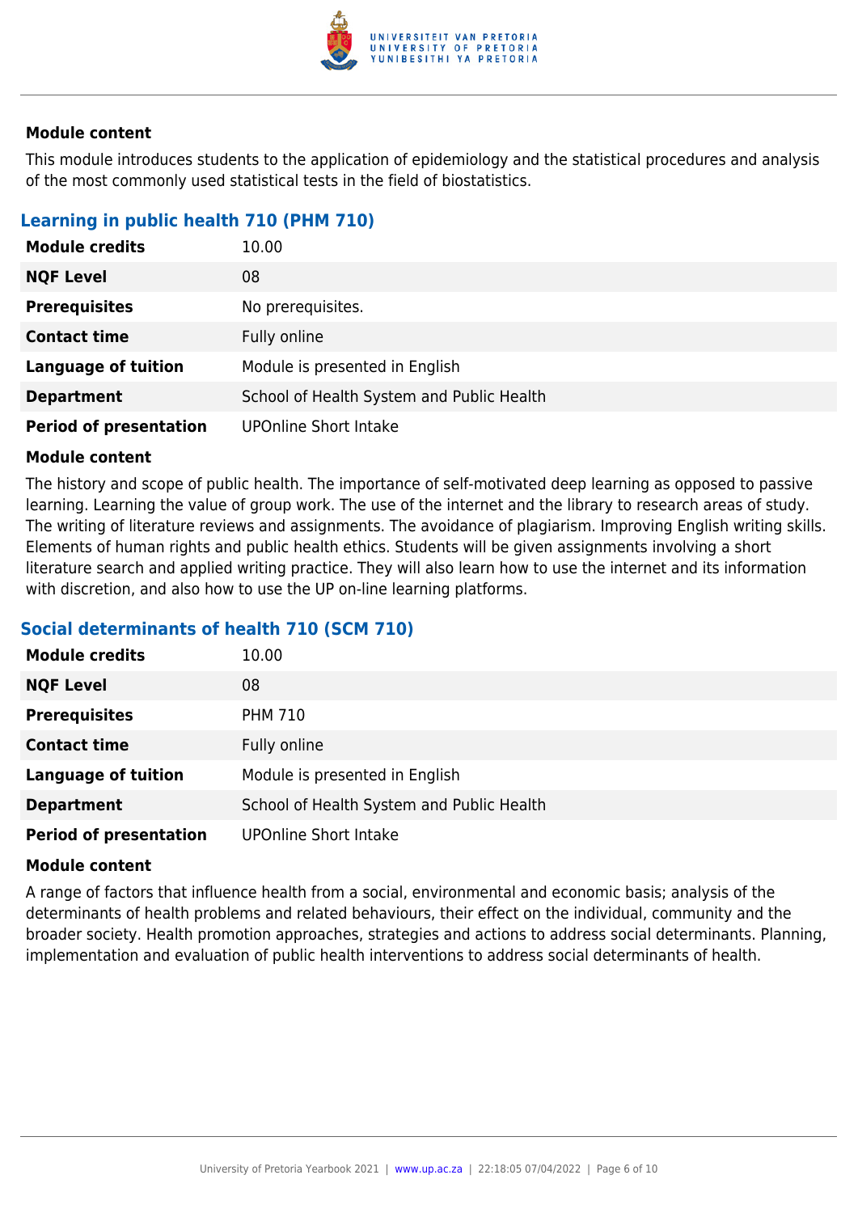#### Module content

This module introduces students to the application of epidemiology and the statistical procedures and analysis of the most commonly used statistical tests in the field of biostatistics.

### Learning in public health 710 (PHM 710)

| | |
|---|---|
| **Module credits** | 10.00 |
| **NQF Level** | 08 |
| **Prerequisites** | No prerequisites. |
| **Contact time** | Fully online |
| **Language of tuition** | Module is presented in English |
| **Department** | School of Health System and Public Health |
| **Period of presentation** | UPOnline Short Intake |

#### Module content

The history and scope of public health. The importance of self-motivated deep learning as opposed to passive learning. Learning the value of group work. The use of the internet and the library to research areas of study. The writing of literature reviews and assignments. The avoidance of plagiarism. Improving English writing skills. Elements of human rights and public health ethics. Students will be given assignments involving a short literature search and applied writing practice. They will also learn how to use the internet and its information with discretion, and also how to use the UP on-line learning platforms.

### Social determinants of health 710 (SCM 710)

| | |
|---|---|
| **Module credits** | 10.00 |
| **NQF Level** | 08 |
| **Prerequisites** | PHM 710 |
| **Contact time** | Fully online |
| **Language of tuition** | Module is presented in English |
| **Department** | School of Health System and Public Health |
| **Period of presentation** | UPOnline Short Intake |

#### Module content

A range of factors that influence health from a social, environmental and economic basis; analysis of the determinants of health problems and related behaviours, their effect on the individual, community and the broader society. Health promotion approaches, strategies and actions to address social determinants. Planning, implementation and evaluation of public health interventions to address social determinants of health.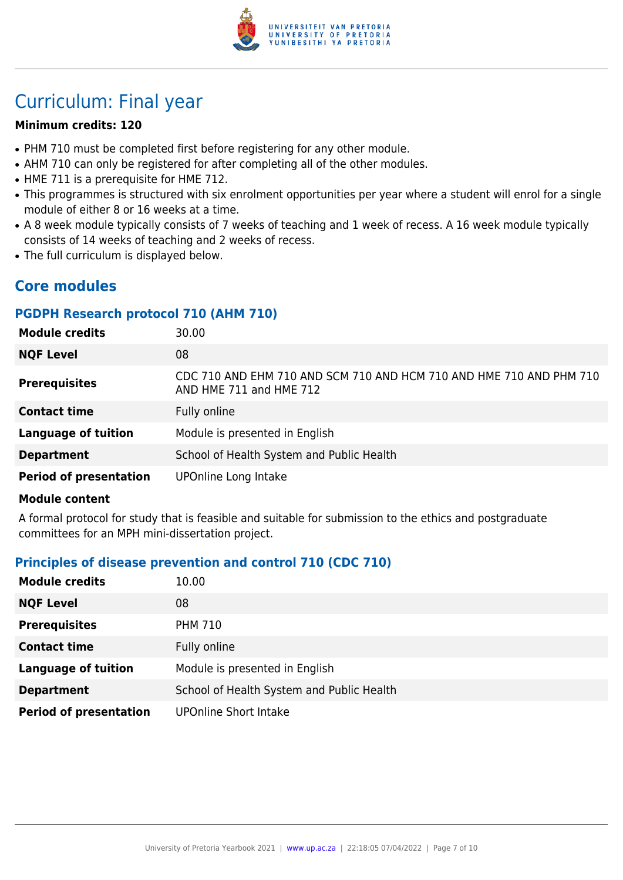# Curriculum: Final year

**Minimum credits: 120**

- PHM 710 must be completed first before registering for any other module.
- AHM 710 can only be registered for after completing all of the other modules.
- HME 711 is a prerequisite for HME 712.
- This programmes is structured with six enrolment opportunities per year where a student will enrol for a single module of either 8 or 16 weeks at a time.
- A 8 week module typically consists of 7 weeks of teaching and 1 week of recess. A 16 week module typically consists of 14 weeks of teaching and 2 weeks of recess.
- The full curriculum is displayed below.

## Core modules

### PGDPH Research protocol 710 (AHM 710)

| | |
|---|---|
| **Module credits** | 30.00 |
| **NQF Level** | 08 |
| **Prerequisites** | CDC 710 AND EHM 710 AND SCM 710 AND HCM 710 AND HME 710 AND PHM 710 AND HME 711 and HME 712 |
| **Contact time** | Fully online |
| **Language of tuition** | Module is presented in English |
| **Department** | School of Health System and Public Health |
| **Period of presentation** | UPOnline Long Intake |

**Module content**

A formal protocol for study that is feasible and suitable for submission to the ethics and postgraduate committees for an MPH mini-dissertation project.

### Principles of disease prevention and control 710 (CDC 710)

| | |
|---|---|
| **Module credits** | 10.00 |
| **NQF Level** | 08 |
| **Prerequisites** | PHM 710 |
| **Contact time** | Fully online |
| **Language of tuition** | Module is presented in English |
| **Department** | School of Health System and Public Health |
| **Period of presentation** | UPOnline Short Intake |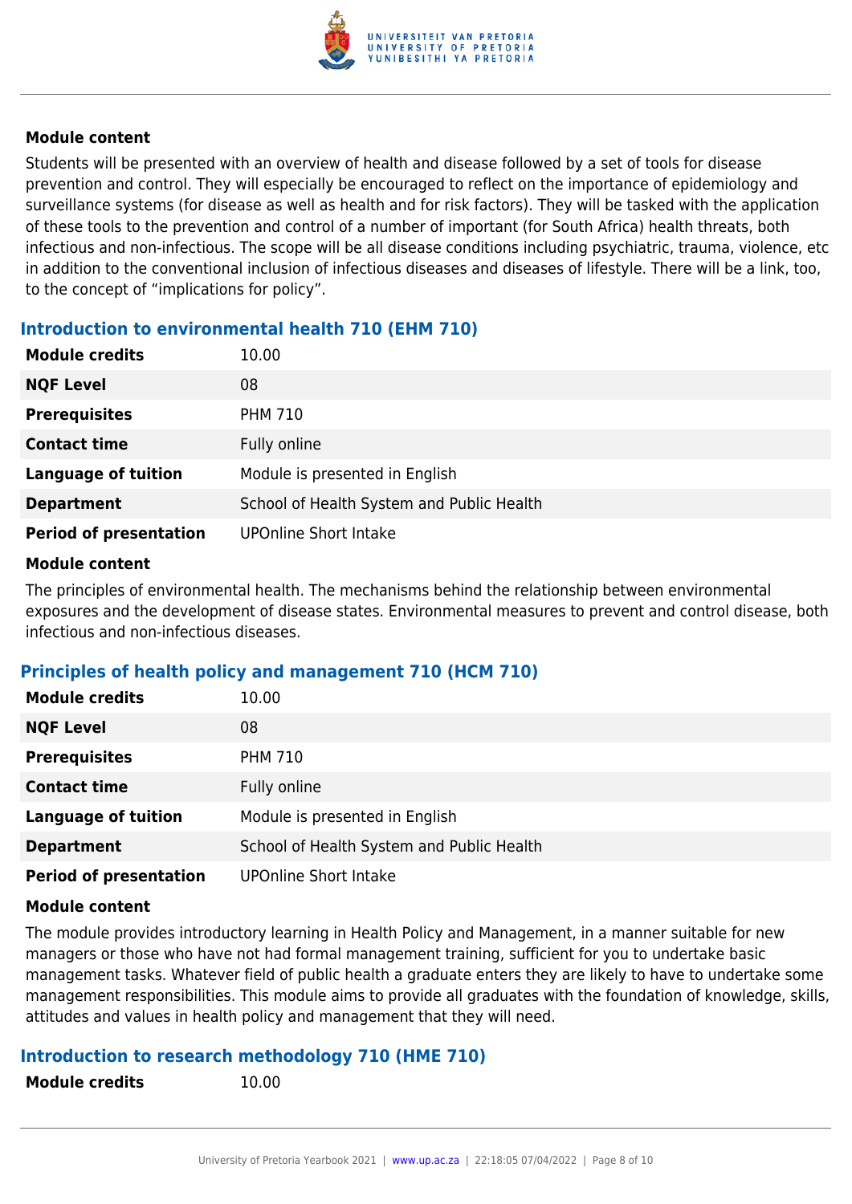**Module content**

Students will be presented with an overview of health and disease followed by a set of tools for disease prevention and control. They will especially be encouraged to reflect on the importance of epidemiology and surveillance systems (for disease as well as health and for risk factors). They will be tasked with the application of these tools to the prevention and control of a number of important (for South Africa) health threats, both infectious and non-infectious. The scope will be all disease conditions including psychiatric, trauma, violence, etc in addition to the conventional inclusion of infectious diseases and diseases of lifestyle. There will be a link, too, to the concept of "implications for policy".

### Introduction to environmental health 710 (EHM 710)

| | |
|---|---|
| **Module credits** | 10.00 |
| **NQF Level** | 08 |
| **Prerequisites** | PHM 710 |
| **Contact time** | Fully online |
| **Language of tuition** | Module is presented in English |
| **Department** | School of Health System and Public Health |
| **Period of presentation** | UPOnline Short Intake |

**Module content**

The principles of environmental health. The mechanisms behind the relationship between environmental exposures and the development of disease states. Environmental measures to prevent and control disease, both infectious and non-infectious diseases.

### Principles of health policy and management 710 (HCM 710)

| | |
|---|---|
| **Module credits** | 10.00 |
| **NQF Level** | 08 |
| **Prerequisites** | PHM 710 |
| **Contact time** | Fully online |
| **Language of tuition** | Module is presented in English |
| **Department** | School of Health System and Public Health |
| **Period of presentation** | UPOnline Short Intake |

**Module content**

The module provides introductory learning in Health Policy and Management, in a manner suitable for new managers or those who have not had formal management training, sufficient for you to undertake basic management tasks. Whatever field of public health a graduate enters they are likely to have to undertake some management responsibilities. This module aims to provide all graduates with the foundation of knowledge, skills, attitudes and values in health policy and management that they will need.

### Introduction to research methodology 710 (HME 710)

| | |
|---|---|
| **Module credits** | 10.00 |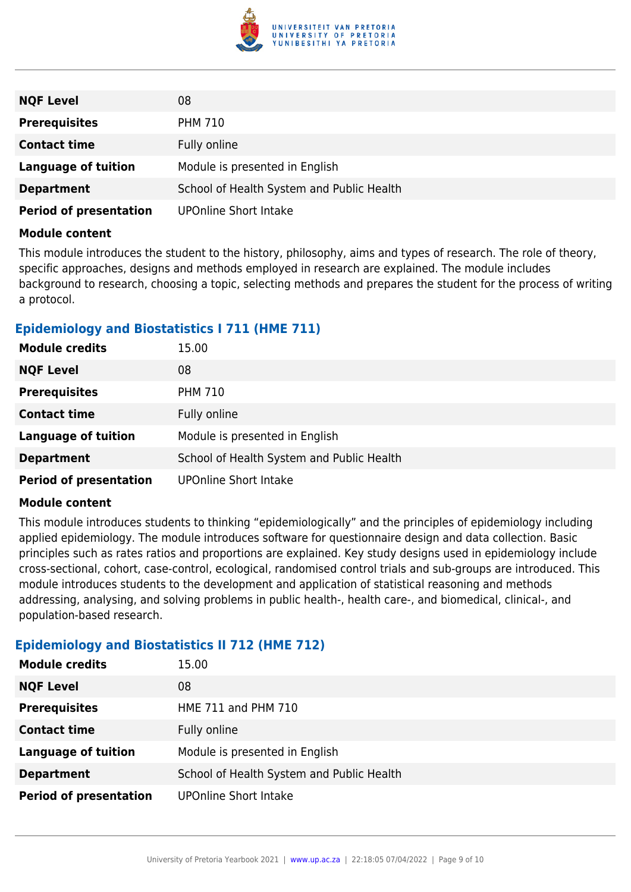| | |
|---|---|
| **NQF Level** | 08 |
| **Prerequisites** | PHM 710 |
| **Contact time** | Fully online |
| **Language of tuition** | Module is presented in English |
| **Department** | School of Health System and Public Health |
| **Period of presentation** | UPOnline Short Intake |

**Module content**

This module introduces the student to the history, philosophy, aims and types of research. The role of theory, specific approaches, designs and methods employed in research are explained. The module includes background to research, choosing a topic, selecting methods and prepares the student for the process of writing a protocol.

### Epidemiology and Biostatistics I 711 (HME 711)

| | |
|---|---|
| **Module credits** | 15.00 |
| **NQF Level** | 08 |
| **Prerequisites** | PHM 710 |
| **Contact time** | Fully online |
| **Language of tuition** | Module is presented in English |
| **Department** | School of Health System and Public Health |
| **Period of presentation** | UPOnline Short Intake |

**Module content**

This module introduces students to thinking "epidemiologically" and the principles of epidemiology including applied epidemiology. The module introduces software for questionnaire design and data collection. Basic principles such as rates ratios and proportions are explained. Key study designs used in epidemiology include cross-sectional, cohort, case-control, ecological, randomised control trials and sub-groups are introduced. This module introduces students to the development and application of statistical reasoning and methods addressing, analysing, and solving problems in public health-, health care-, and biomedical, clinical-, and population-based research.

### Epidemiology and Biostatistics II 712 (HME 712)

| | |
|---|---|
| **Module credits** | 15.00 |
| **NQF Level** | 08 |
| **Prerequisites** | HME 711 and PHM 710 |
| **Contact time** | Fully online |
| **Language of tuition** | Module is presented in English |
| **Department** | School of Health System and Public Health |
| **Period of presentation** | UPOnline Short Intake |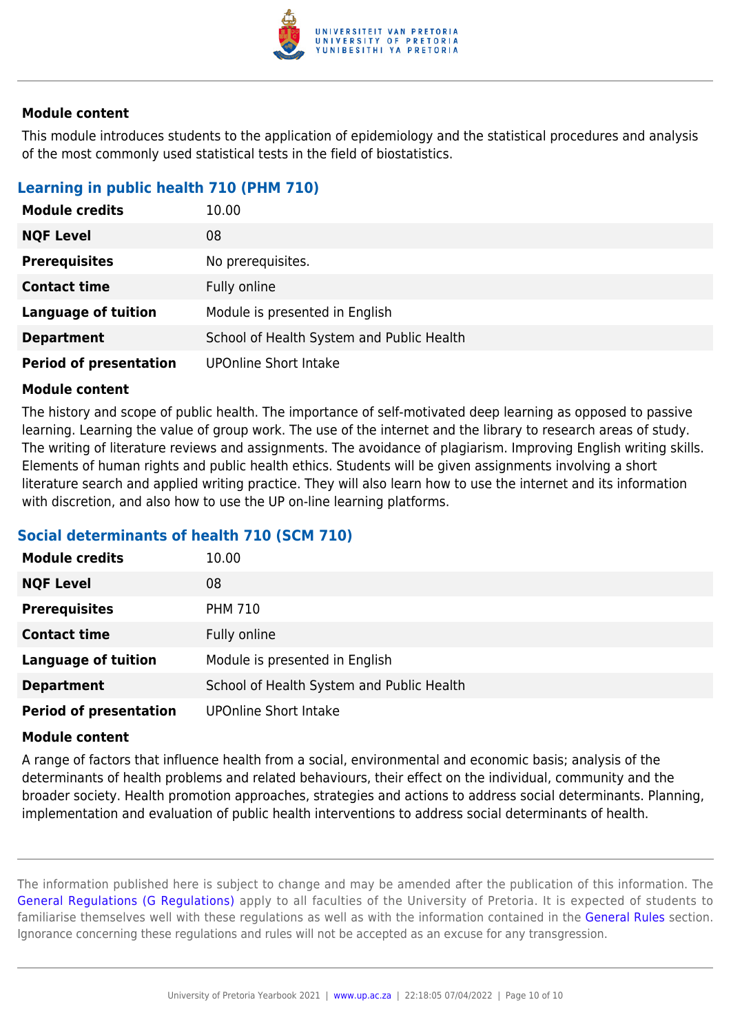**Module content**

This module introduces students to the application of epidemiology and the statistical procedures and analysis of the most commonly used statistical tests in the field of biostatistics.

## Learning in public health 710 (PHM 710)

| | |
|---|---|
| **Module credits** | 10.00 |
| **NQF Level** | 08 |
| **Prerequisites** | No prerequisites. |
| **Contact time** | Fully online |
| **Language of tuition** | Module is presented in English |
| **Department** | School of Health System and Public Health |
| **Period of presentation** | UPOnline Short Intake |

**Module content**

The history and scope of public health. The importance of self-motivated deep learning as opposed to passive learning. Learning the value of group work. The use of the internet and the library to research areas of study. The writing of literature reviews and assignments. The avoidance of plagiarism. Improving English writing skills. Elements of human rights and public health ethics. Students will be given assignments involving a short literature search and applied writing practice. They will also learn how to use the internet and its information with discretion, and also how to use the UP on-line learning platforms.

## Social determinants of health 710 (SCM 710)

| | |
|---|---|
| **Module credits** | 10.00 |
| **NQF Level** | 08 |
| **Prerequisites** | PHM 710 |
| **Contact time** | Fully online |
| **Language of tuition** | Module is presented in English |
| **Department** | School of Health System and Public Health |
| **Period of presentation** | UPOnline Short Intake |

**Module content**

A range of factors that influence health from a social, environmental and economic basis; analysis of the determinants of health problems and related behaviours, their effect on the individual, community and the broader society. Health promotion approaches, strategies and actions to address social determinants. Planning, implementation and evaluation of public health interventions to address social determinants of health.

The information published here is subject to change and may be amended after the publication of this information. The General Regulations (G Regulations) apply to all faculties of the University of Pretoria. It is expected of students to familiarise themselves well with these regulations as well as with the information contained in the General Rules section. Ignorance concerning these regulations and rules will not be accepted as an excuse for any transgression.